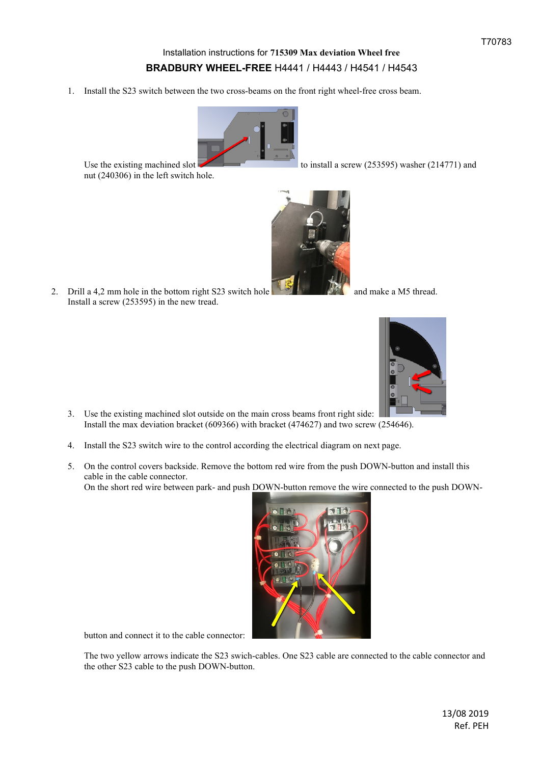T70783

Installation instructions for **715309 Max deviation Wheel free**

**BRADBURY WHEEL-FREE** H4441 / H4443 / H4541 / H4543

1. Install the S23 switch between the two cross-beams on the front right wheel-free cross beam.

   Use the existing machined slot to install a screw (253595) washer (214771) and nut (240306) in the left switch hole.

2. Drill a 4,2 mm hole in the bottom right S23 switch hole and make a M5 thread. Install a screw (253595) in the new tread.

3. Use the existing machined slot outside on the main cross beams front right side: Install the max deviation bracket (609366) with bracket (474627) and two screw (254646).

4. Install the S23 switch wire to the control according the electrical diagram on next page.

5. On the control covers backside. Remove the bottom red wire from the push DOWN-button and install this cable in the cable connector.
   On the short red wire between park- and push DOWN-button remove the wire connected to the push DOWN-button and connect it to the cable connector:

   The two yellow arrows indicate the S23 swich-cables. One S23 cable are connected to the cable connector and the other S23 cable to the push DOWN-button.

13/08 2019
Ref. PEH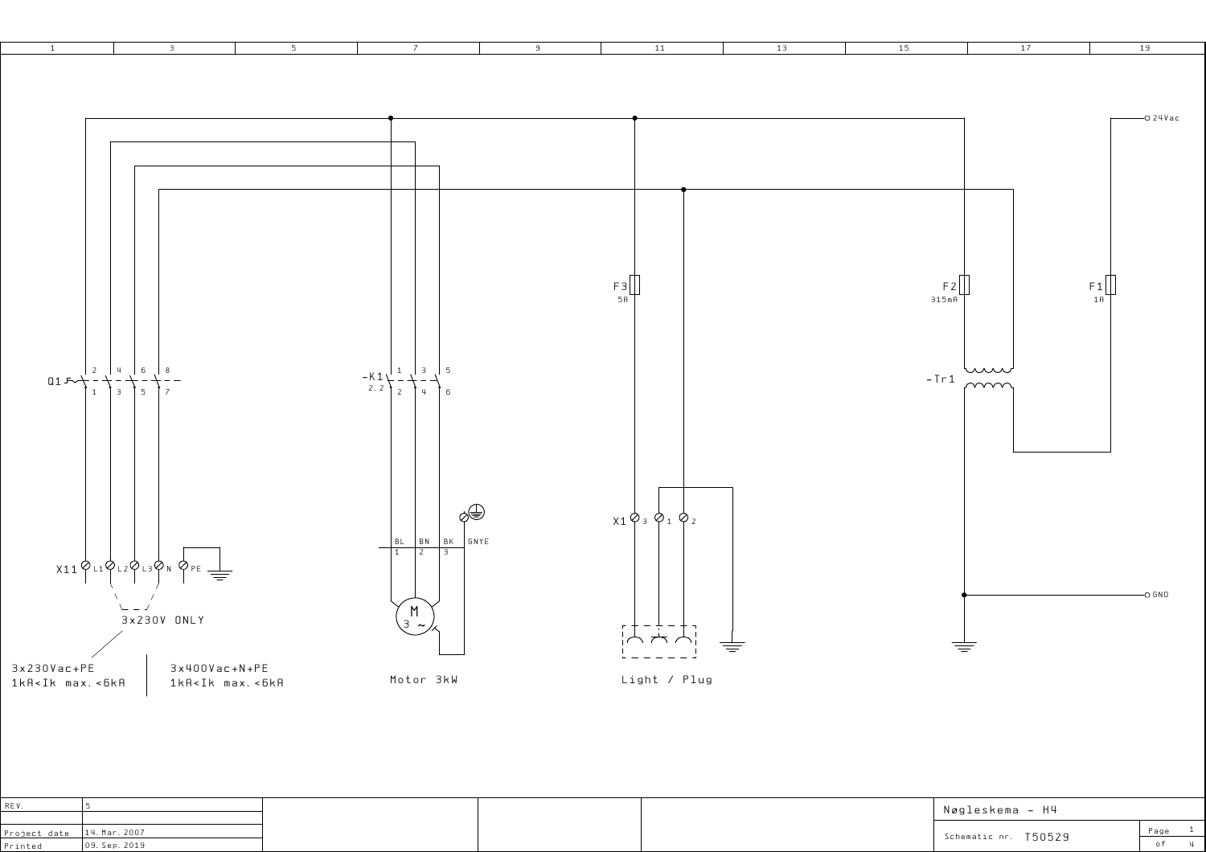1 | 3 | 5 | 7 | 9 | 11 | 13 | 15 | 17 | 19

24Vac

F3 5A

F2 315mA

F1 1A

Q1 2 4 6 8 / 1 3 5 7

-K1 2.2 1 3 5 / 2 4 6

-Tr1

X1 3 1 2

BL BN BK GNYE
1 2 3

X11 L1 L2 L3 N PE

GND

3x230V ONLY

M 3 ~

3x230Vac+PE
1kA<Ik max.<6kA

3x400Vac+N+PE
1kA<Ik max.<6kA

Motor 3kW

Light / Plug

| | |
|---|---|
| REV. | 5 |
| Project date | 14.Mar.2007 |
| Printed | 09.Sep.2019 |

Nøgleskema - H4

Schematic nr. T50529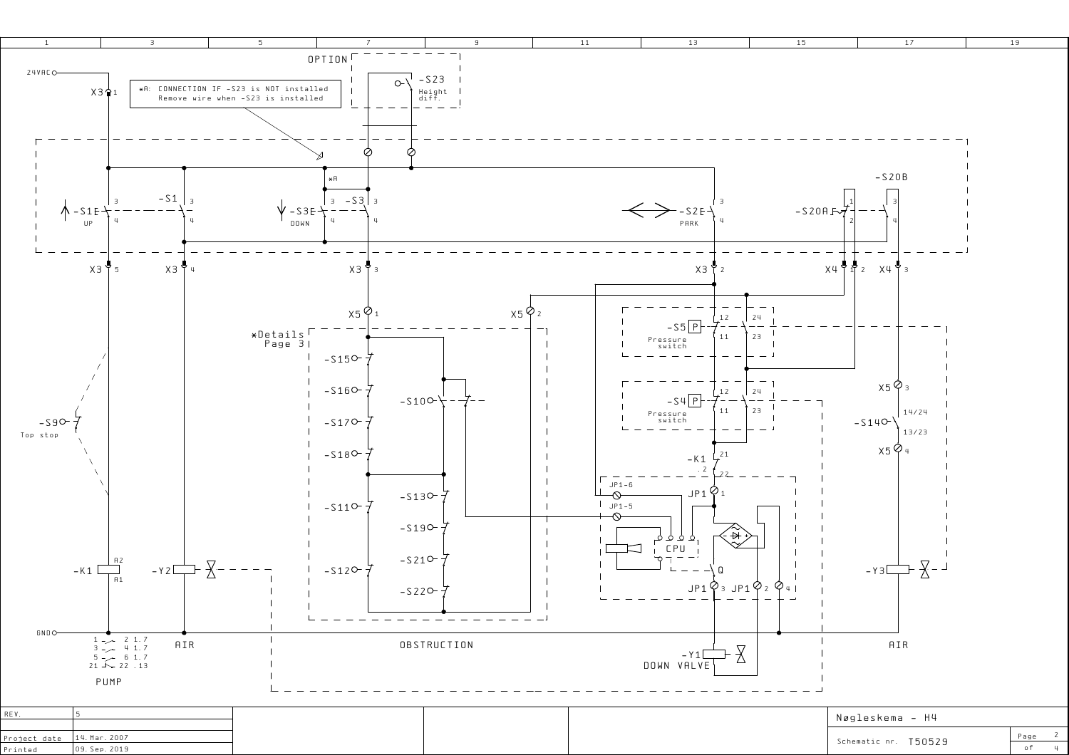OPTION

-S23 Height diff.

*A: CONNECTION IF -S23 is NOT installed
Remove wire when -S23 is installed

24VAC

X3 1

*A

-S1E UP 3 4

-S1 3 4

-S3E DOWN 3 4

-S3 3 4

-S2E PARK 3 4

-S20A 1 2

-S20B 3 4

X3 5 | X3 4 | X3 3 | X3 2 | X4 1 | X4 2 | X4 3

X5 1 | X5 2

*Details Page 3

-S15 | -S16 | -S17 | -S18 | -S11 | -S12

-S10

-S13 | -S19 | -S21 | -S22

-S5 P Pressure switch 12 11 24 23

-S4 P Pressure switch 12 11 24 23

-K1 21 22 .2

JP1-6 | JP1-5 | JP1 1 | CPU | Q | JP1 3 | JP1 2 | 4

X5 3 | -S14 14/24 13/23 | X5 4

-S9 Top stop

-K1 A2 A1

-Y2

-Y3

GND

1 2 1.7
3 4 1.7
5 6 1.7
21 22 .13

PUMP

AIR

OBSTRUCTION

-Y1
DOWN VALVE

AIR

| REV. | 5 |
|---|---|
| Project date | 14. Mar. 2007 |
| Printed | 09. Sep. 2019 |

Nøgleskema - H4

Schematic nr. T50529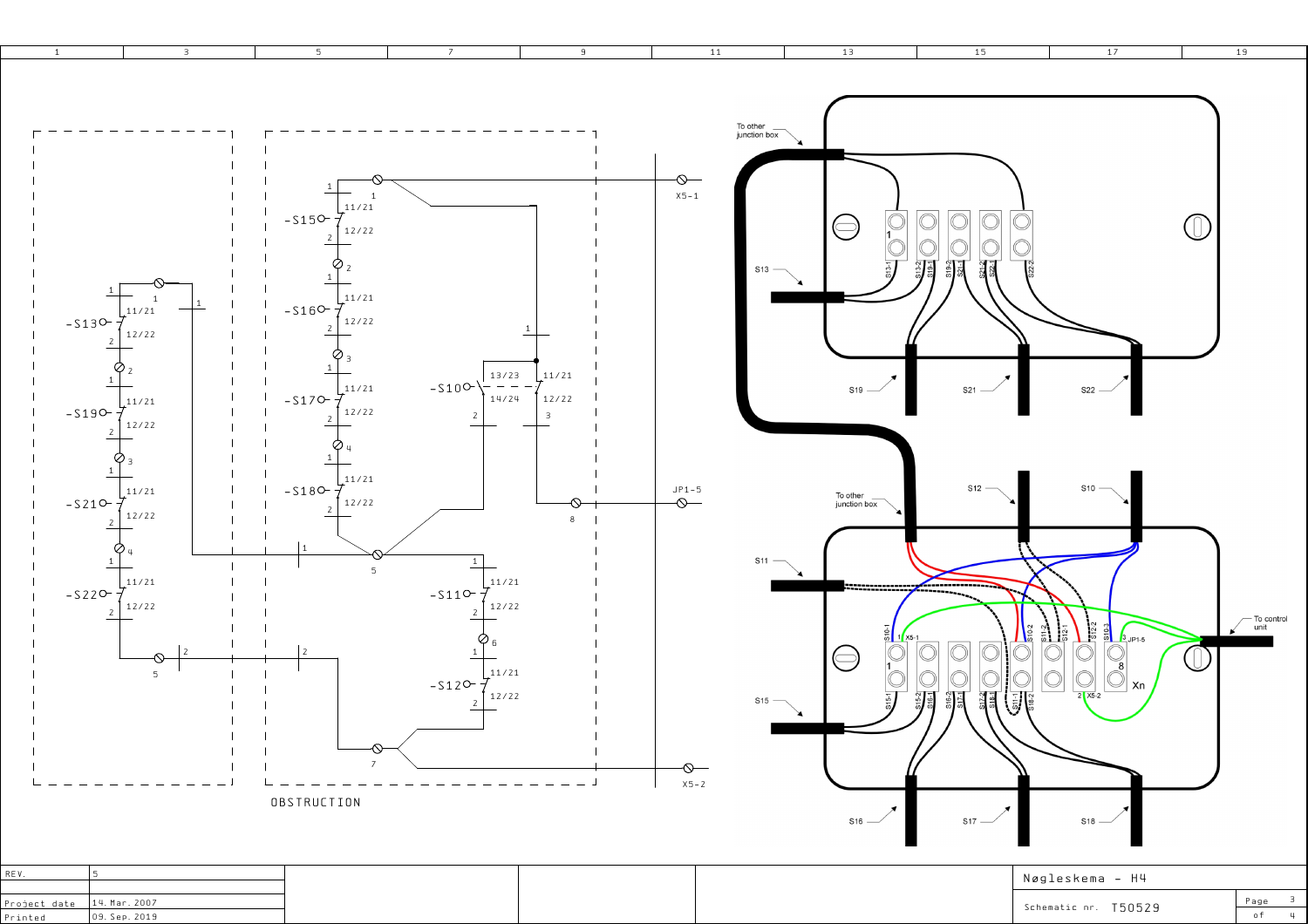OBSTRUCTION

-S13, -S19, -S21, -S22, -S15, -S16, -S17, -S18, -S10, -S11, -S12

X5-1

JP1-5

X5-2

To other junction box

To control unit

| REV. | 5 |
|---|---|
| Project date | 14. Mar. 2007 |
| Printed | 09. Sep. 2019 |

Nøgleskema - H4

Schematic nr. T50529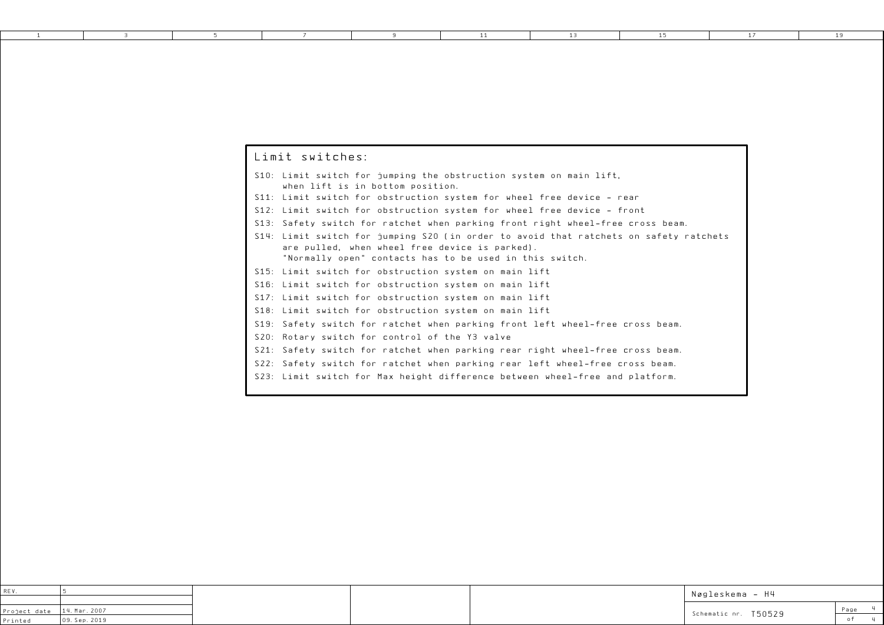## Limit switches:

S10: Limit switch for jumping the obstruction system on main lift, when lift is in bottom position.

S11: Limit switch for obstruction system for wheel free device - rear

S12: Limit switch for obstruction system for wheel free device - front

S13: Safety switch for ratchet when parking front right wheel-free cross beam.

S14: Limit switch for jumping S20 (in order to avoid that ratchets on safety ratchets are pulled, when wheel free device is parked). "Normally open" contacts has to be used in this switch.

S15: Limit switch for obstruction system on main lift

S16: Limit switch for obstruction system on main lift

S17: Limit switch for obstruction system on main lift

S18: Limit switch for obstruction system on main lift

S19: Safety switch for ratchet when parking front left wheel-free cross beam.

S20: Rotary switch for control of the Y3 valve

S21: Safety switch for ratchet when parking rear right wheel-free cross beam.

S22: Safety switch for ratchet when parking rear left wheel-free cross beam.

S23: Limit switch for Max height difference between wheel-free and platform.

| | |
|---|---|
| REV. | 5 |
| Project date | 14. Mar. 2007 |
| Printed | 09. Sep. 2019 |

Nøgleskema - H4

Schematic nr. T50529